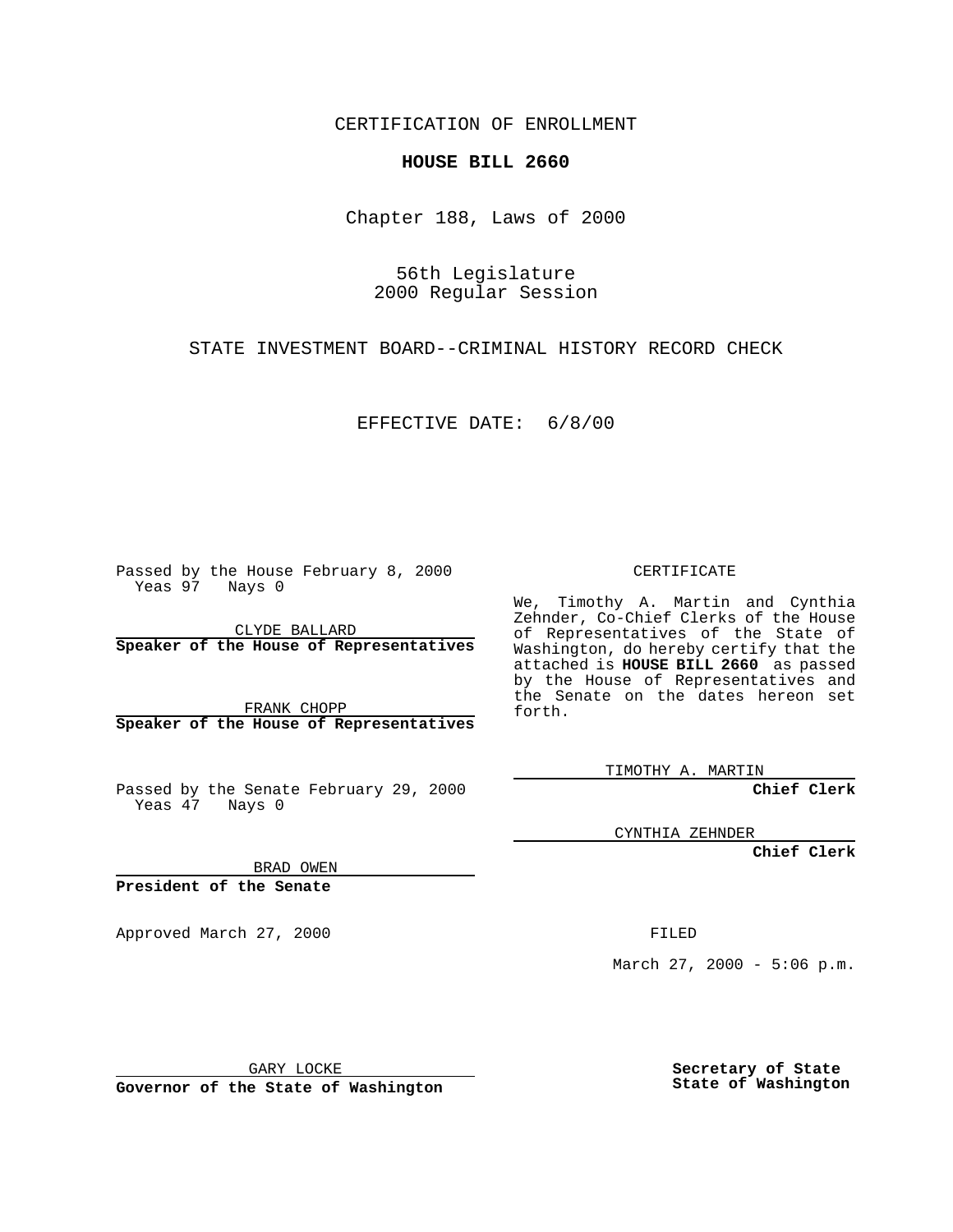CERTIFICATION OF ENROLLMENT

**HOUSE BILL 2660**

Chapter 188, Laws of 2000

56th Legislature
2000 Regular Session

STATE INVESTMENT BOARD--CRIMINAL HISTORY RECORD CHECK

EFFECTIVE DATE: 6/8/00

Passed by the House February 8, 2000
Yeas 97 Nays 0

CLYDE BALLARD
**Speaker of the House of Representatives**

FRANK CHOPP
**Speaker of the House of Representatives**

Passed by the Senate February 29, 2000
Yeas 47 Nays 0

BRAD OWEN
**President of the Senate**

Approved March 27, 2000

GARY LOCKE
**Governor of the State of Washington**

CERTIFICATE

We, Timothy A. Martin and Cynthia Zehnder, Co-Chief Clerks of the House of Representatives of the State of Washington, do hereby certify that the attached is **HOUSE BILL 2660** as passed by the House of Representatives and the Senate on the dates hereon set forth.

TIMOTHY A. MARTIN
**Chief Clerk**

CYNTHIA ZEHNDER
**Chief Clerk**

FILED

March 27, 2000 - 5:06 p.m.

**Secretary of State**
**State of Washington**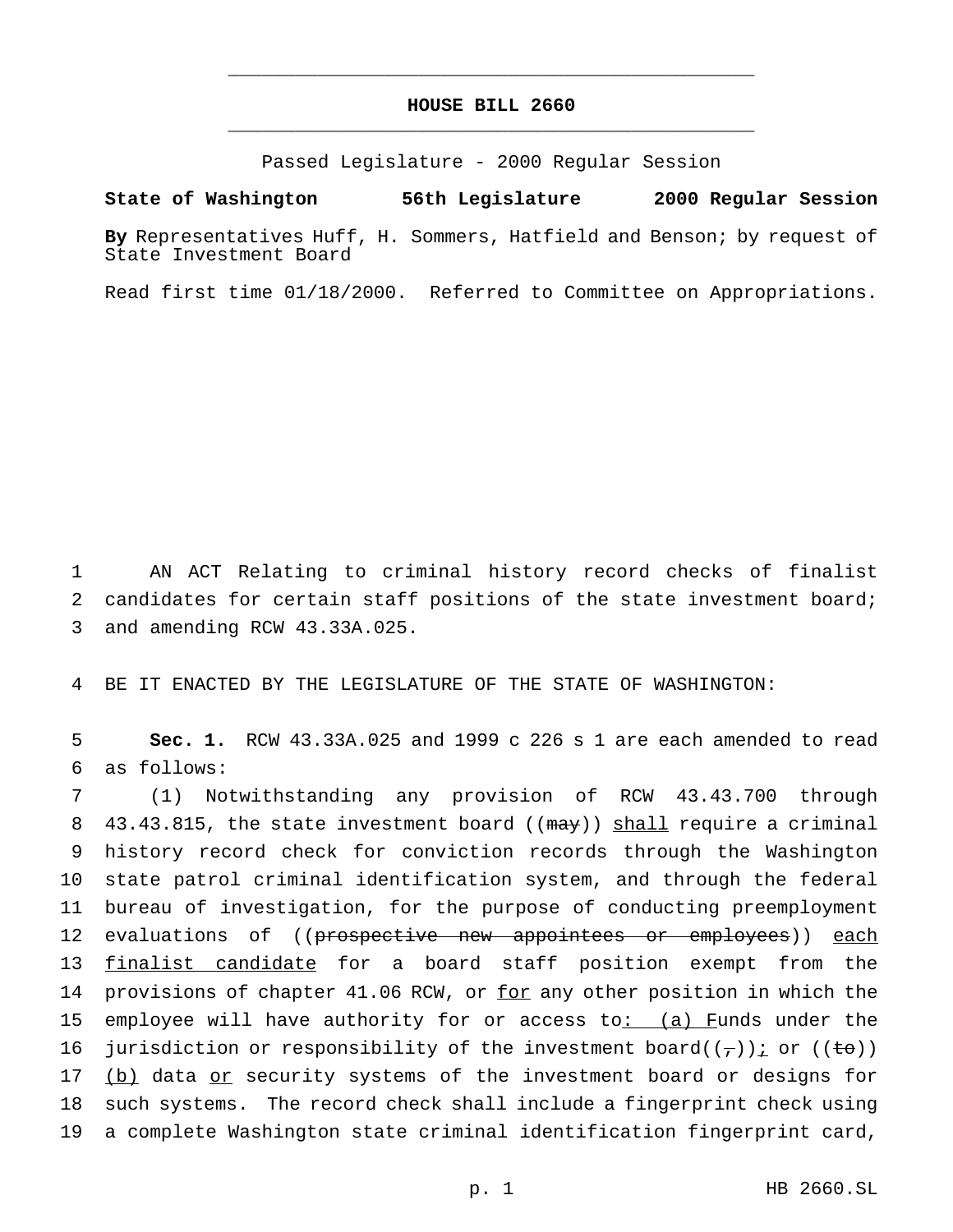# HOUSE BILL 2660

Passed Legislature - 2000 Regular Session

**State of Washington 56th Legislature 2000 Regular Session**

**By** Representatives Huff, H. Sommers, Hatfield and Benson; by request of State Investment Board

Read first time 01/18/2000. Referred to Committee on Appropriations.

1 AN ACT Relating to criminal history record checks of finalist
2 candidates for certain staff positions of the state investment board;
3 and amending RCW 43.33A.025.

4 BE IT ENACTED BY THE LEGISLATURE OF THE STATE OF WASHINGTON:

5 **Sec. 1.** RCW 43.33A.025 and 1999 c 226 s 1 are each amended to read
6 as follows:

7 (1) Notwithstanding any provision of RCW 43.43.700 through
8 43.43.815, the state investment board ((~~may~~)) <u>shall</u> require a criminal
9 history record check for conviction records through the Washington
10 state patrol criminal identification system, and through the federal
11 bureau of investigation, for the purpose of conducting preemployment
12 evaluations of ((~~prospective new appointees or employees~~)) <u>each</u>
13 <u>finalist candidate</u> for a board staff position exempt from the
14 provisions of chapter 41.06 RCW, or <u>for</u> any other position in which the
15 employee will have authority for or access to<u>: (a) F</u>unds under the
16 jurisdiction or responsibility of the investment board((~~,~~))<u>;</u> or ((~~to~~))
17 <u>(b)</u> data <u>or</u> security systems of the investment board or designs for
18 such systems. The record check shall include a fingerprint check using
19 a complete Washington state criminal identification fingerprint card,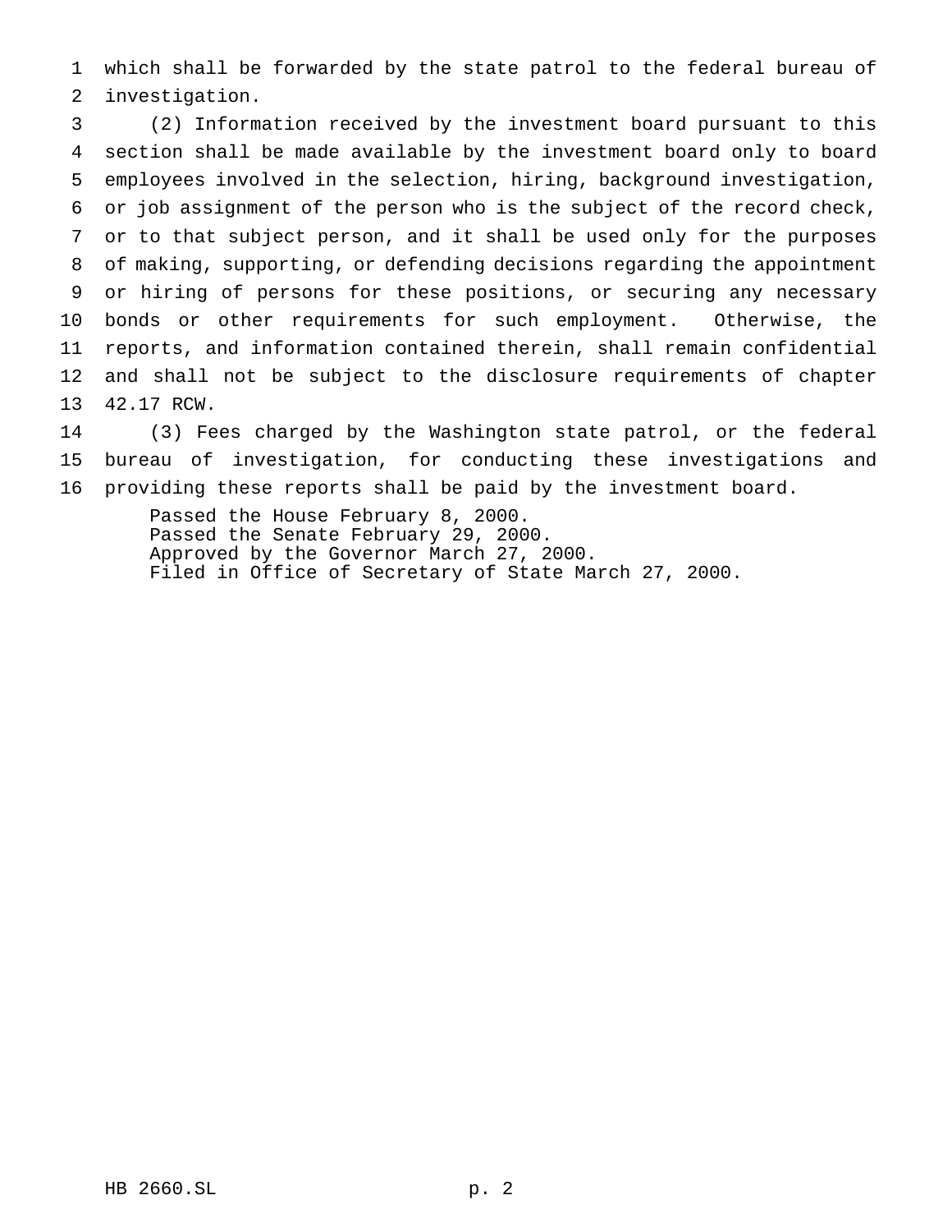which shall be forwarded by the state patrol to the federal bureau of investigation.

(2) Information received by the investment board pursuant to this section shall be made available by the investment board only to board employees involved in the selection, hiring, background investigation, or job assignment of the person who is the subject of the record check, or to that subject person, and it shall be used only for the purposes of making, supporting, or defending decisions regarding the appointment or hiring of persons for these positions, or securing any necessary bonds or other requirements for such employment. Otherwise, the reports, and information contained therein, shall remain confidential and shall not be subject to the disclosure requirements of chapter 42.17 RCW.

(3) Fees charged by the Washington state patrol, or the federal bureau of investigation, for conducting these investigations and providing these reports shall be paid by the investment board.

Passed the House February 8, 2000.
Passed the Senate February 29, 2000.
Approved by the Governor March 27, 2000.
Filed in Office of Secretary of State March 27, 2000.